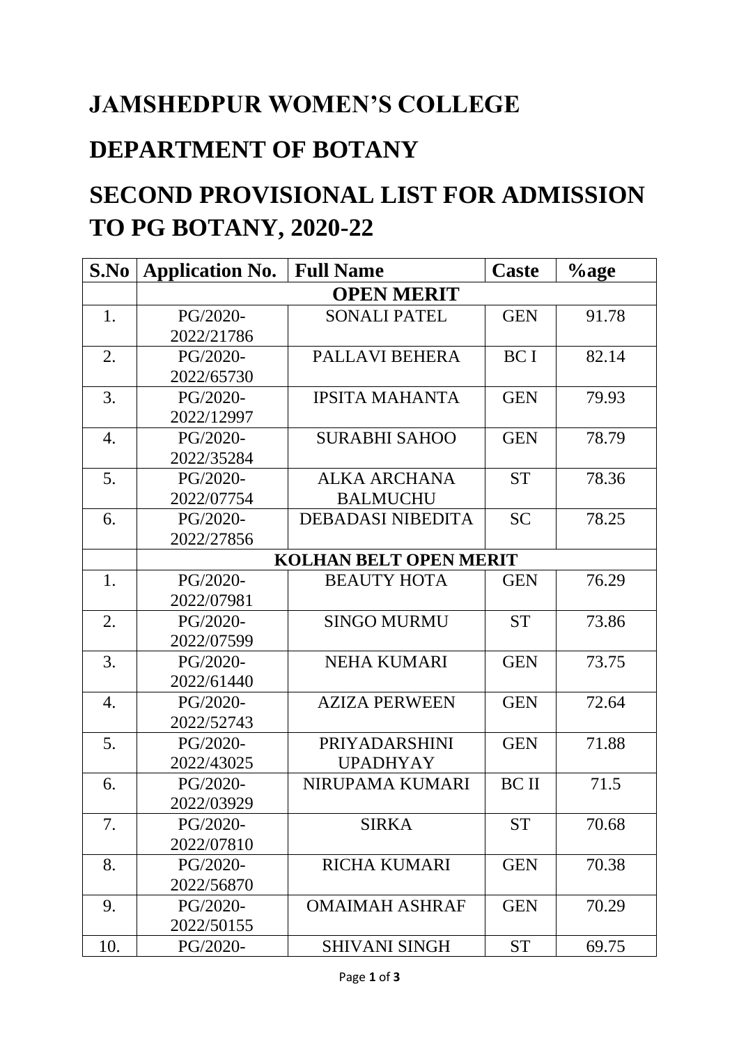# JAMSHEDPUR WOMEN'S COLLEGE

# DEPARTMENT OF BOTANY

# SECOND PROVISIONAL LIST FOR ADMISSION TO PG BOTANY, 2020-22

| S.No | Application No. | Full Name | Caste | %age |
|---|---|---|---|---|
| | **OPEN MERIT** | | | |
| 1. | PG/2020-2022/21786 | SONALI PATEL | GEN | 91.78 |
| 2. | PG/2020-2022/65730 | PALLAVI BEHERA | BC I | 82.14 |
| 3. | PG/2020-2022/12997 | IPSITA MAHANTA | GEN | 79.93 |
| 4. | PG/2020-2022/35284 | SURABHI SAHOO | GEN | 78.79 |
| 5. | PG/2020-2022/07754 | ALKA ARCHANA BALMUCHU | ST | 78.36 |
| 6. | PG/2020-2022/27856 | DEBADASI NIBEDITA | SC | 78.25 |
| | **KOLHAN BELT OPEN MERIT** | | | |
| 1. | PG/2020-2022/07981 | BEAUTY HOTA | GEN | 76.29 |
| 2. | PG/2020-2022/07599 | SINGO MURMU | ST | 73.86 |
| 3. | PG/2020-2022/61440 | NEHA KUMARI | GEN | 73.75 |
| 4. | PG/2020-2022/52743 | AZIZA PERWEEN | GEN | 72.64 |
| 5. | PG/2020-2022/43025 | PRIYADARSHINI UPADHYAY | GEN | 71.88 |
| 6. | PG/2020-2022/03929 | NIRUPAMA KUMARI | BC II | 71.5 |
| 7. | PG/2020-2022/07810 | SIRKA | ST | 70.68 |
| 8. | PG/2020-2022/56870 | RICHA KUMARI | GEN | 70.38 |
| 9. | PG/2020-2022/50155 | OMAIMAH ASHRAF | GEN | 70.29 |
| 10. | PG/2020- | SHIVANI SINGH | ST | 69.75 |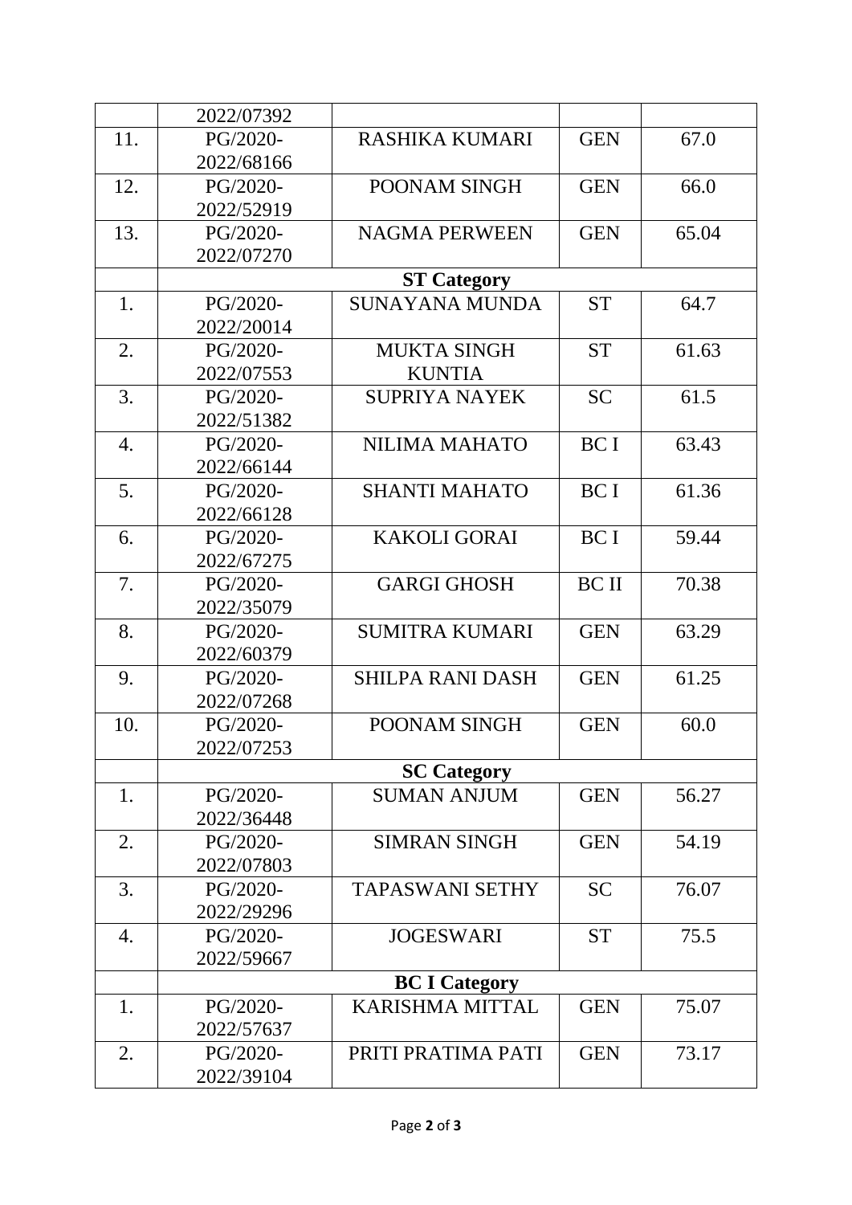| | | | | |
|---|---|---|---|---|
| | 2022/07392 | | | |
| 11. | PG/2020-2022/68166 | RASHIKA KUMARI | GEN | 67.0 |
| 12. | PG/2020-2022/52919 | POONAM SINGH | GEN | 66.0 |
| 13. | PG/2020-2022/07270 | NAGMA PERWEEN | GEN | 65.04 |
| | **ST Category** | | | |
| 1. | PG/2020-2022/20014 | SUNAYANA MUNDA | ST | 64.7 |
| 2. | PG/2020-2022/07553 | MUKTA SINGH KUNTIA | ST | 61.63 |
| 3. | PG/2020-2022/51382 | SUPRIYA NAYEK | SC | 61.5 |
| 4. | PG/2020-2022/66144 | NILIMA MAHATO | BC I | 63.43 |
| 5. | PG/2020-2022/66128 | SHANTI MAHATO | BC I | 61.36 |
| 6. | PG/2020-2022/67275 | KAKOLI GORAI | BC I | 59.44 |
| 7. | PG/2020-2022/35079 | GARGI GHOSH | BC II | 70.38 |
| 8. | PG/2020-2022/60379 | SUMITRA KUMARI | GEN | 63.29 |
| 9. | PG/2020-2022/07268 | SHILPA RANI DASH | GEN | 61.25 |
| 10. | PG/2020-2022/07253 | POONAM SINGH | GEN | 60.0 |
| | **SC Category** | | | |
| 1. | PG/2020-2022/36448 | SUMAN ANJUM | GEN | 56.27 |
| 2. | PG/2020-2022/07803 | SIMRAN SINGH | GEN | 54.19 |
| 3. | PG/2020-2022/29296 | TAPASWANI SETHY | SC | 76.07 |
| 4. | PG/2020-2022/59667 | JOGESWARI | ST | 75.5 |
| | **BC I Category** | | | |
| 1. | PG/2020-2022/57637 | KARISHMA MITTAL | GEN | 75.07 |
| 2. | PG/2020-2022/39104 | PRITI PRATIMA PATI | GEN | 73.17 |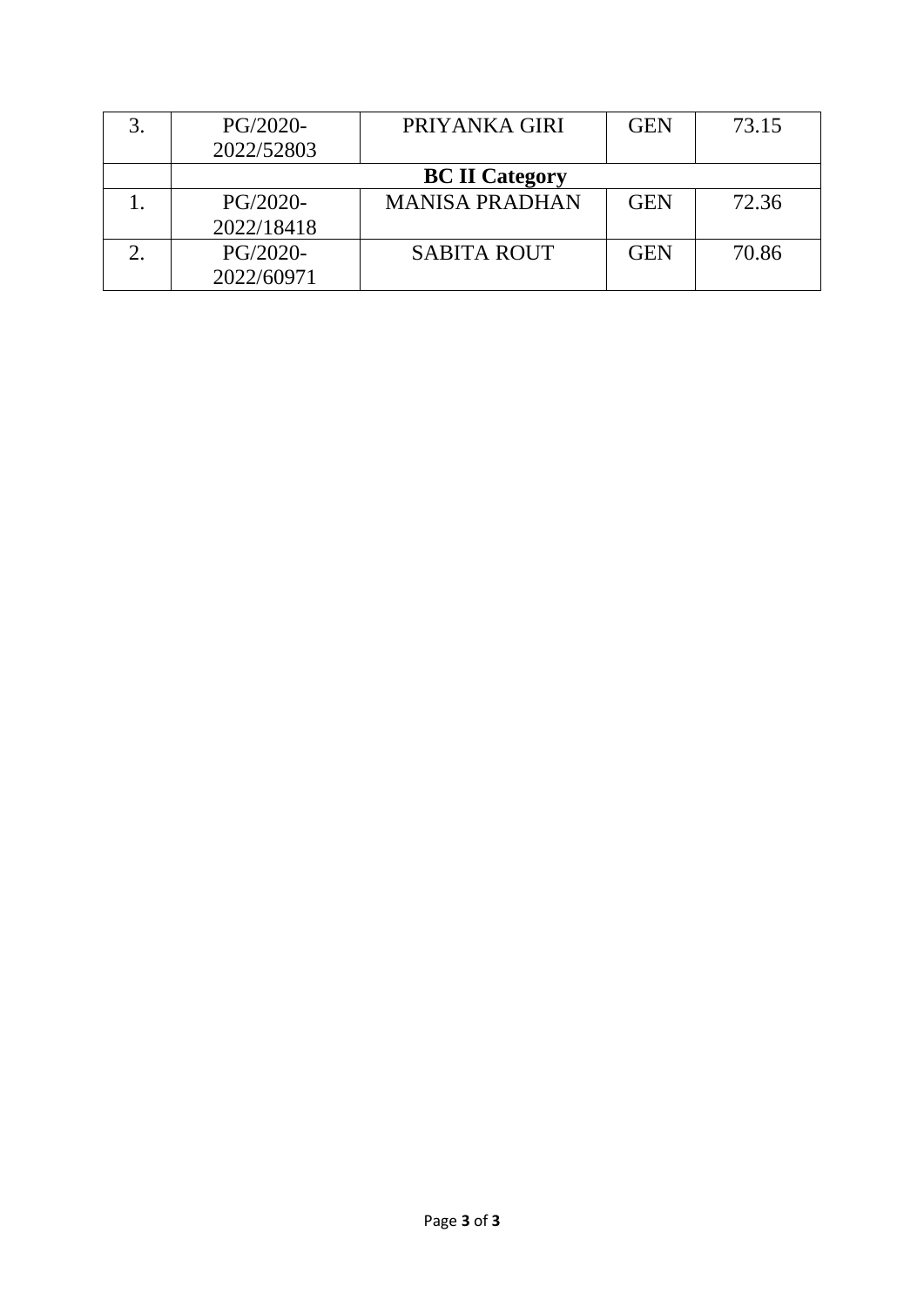| | | | | |
|---|---|---|---|---|
| 3. | PG/2020-2022/52803 | PRIYANKA GIRI | GEN | 73.15 |
| | **BC II Category** | | | |
| 1. | PG/2020-2022/18418 | MANISA PRADHAN | GEN | 72.36 |
| 2. | PG/2020-2022/60971 | SABITA ROUT | GEN | 70.86 |